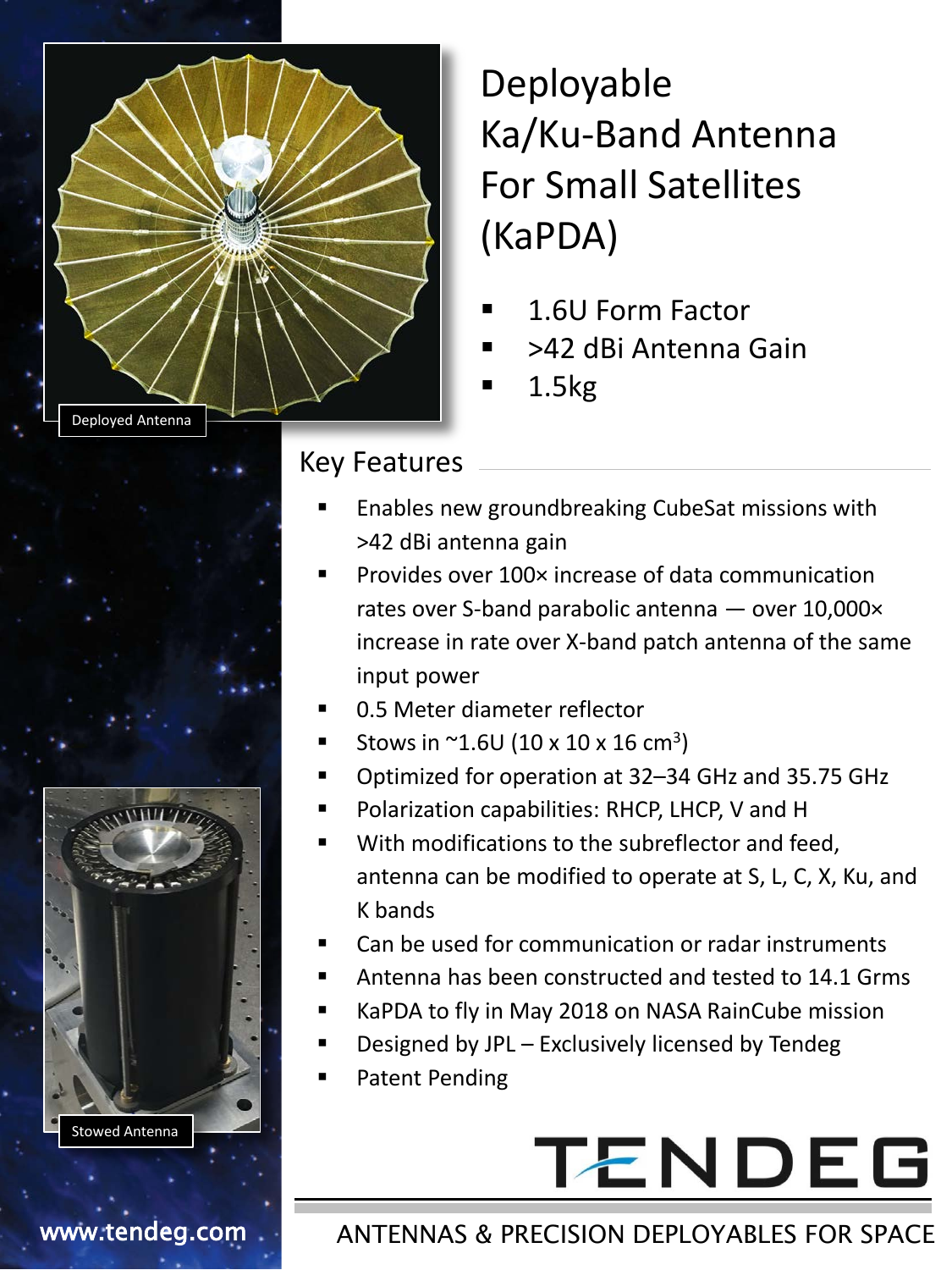# Deployable Ka/Ku-Band Antenna For Small Satellites (KaPDA)

- 1.6U Form Factor
- >42 dBi Antenna Gain
- 1.5kg

Deployed Antenna

Stowed Antenna

## Key Features

- Enables new groundbreaking CubeSat missions with >42 dBi antenna gain
- Provides over 100× increase of data communication rates over S-band parabolic antenna — over 10,000× increase in rate over X-band patch antenna of the same input power
- 0.5 Meter diameter reflector
- Stows in ~1.6U (10 x 10 x 16 $cm^3$)
- Optimized for operation at 32–34 GHz and 35.75 GHz
- Polarization capabilities: RHCP, LHCP, V and H
- With modifications to the subreflector and feed, antenna can be modified to operate at S, L, C, X, Ku, and K bands
- Can be used for communication or radar instruments
- Antenna has been constructed and tested to 14.1 Grms
- KaPDA to fly in May 2018 on NASA RainCube mission
- Designed by JPL – Exclusively licensed by Tendeg
- Patent Pending

TENDEG

ANTENNAS & PRECISION DEPLOYABLES FOR SPACE

www.tendeg.com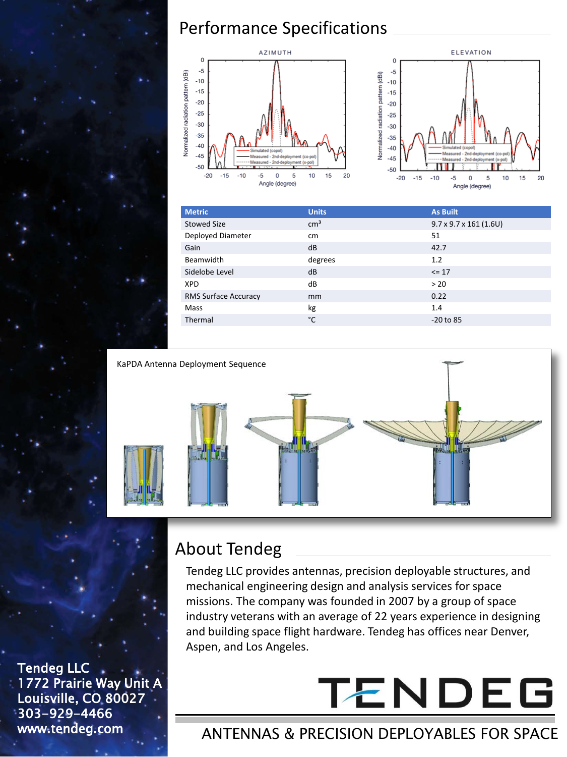## Performance Specifications

AZIMUTH

Normalized radiation pattern (dBi)

0 -5 -10 -15 -20 -25 -30 -35 -40 -45 -50

-20 -15 -10 -5 0 5 10 15 20

Angle (degree)

Simulated (copol)
Measured - 2nd-deployment (co-pol)
Measured - 2nd-deployment (x-pol)

ELEVATION

Normalized radiation pattern (dBi)

0 -5 -10 -15 -20 -25 -30 -35 -40 -45 -50

-20 -15 -10 -5 0 5 10 15 20

Angle (degree)

Simulated (copol)
Measured - 2nd-deployment (co-pol)
Measured - 2nd-deployment (x-pol)

| Metric | Units | As Built |
|---|---|---|
| Stowed Size | $cm^3$ | 9.7 x 9.7 x 161 (1.6U) |
| Deployed Diameter | cm | 51 |
| Gain | dB | 42.7 |
| Beamwidth | degrees | 1.2 |
| Sidelobe Level | dB | <= 17 |
| XPD | dB | > 20 |
| RMS Surface Accuracy | mm | 0.22 |
| Mass | kg | 1.4 |
| Thermal | °C | -20 to 85 |

KaPDA Antenna Deployment Sequence

## About Tendeg

Tendeg LLC provides antennas, precision deployable structures, and mechanical engineering design and analysis services for space missions. The company was founded in 2007 by a group of space industry veterans with an average of 22 years experience in designing and building space flight hardware. Tendeg has offices near Denver, Aspen, and Los Angeles.

**Tendeg LLC**
**1772 Prairie Way Unit A**
**Louisville, CO 80027**
**303-929-4466**
**www.tendeg.com**

TENDEG

ANTENNAS & PRECISION DEPLOYABLES FOR SPACE